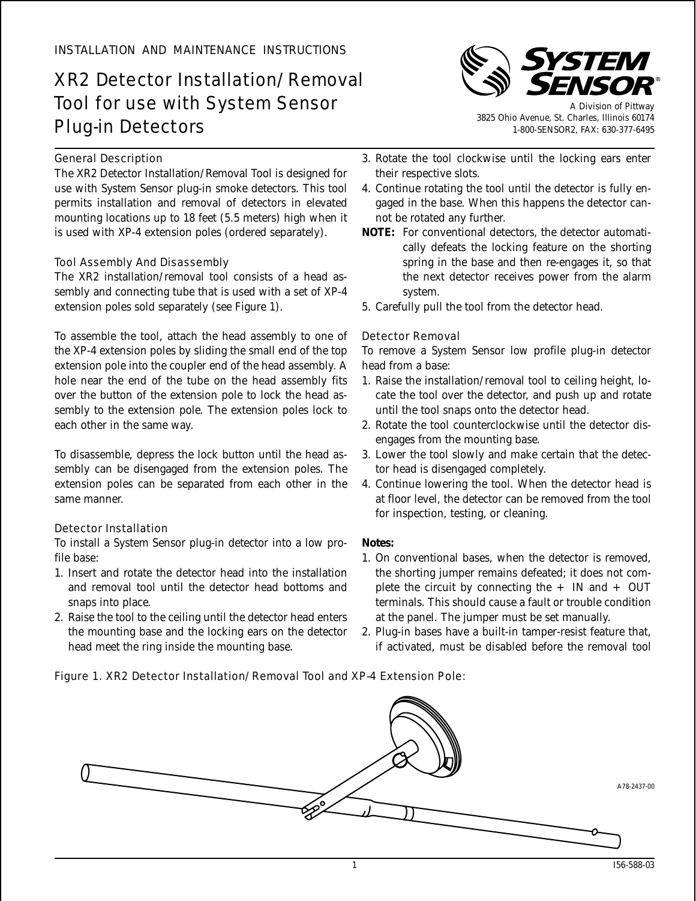INSTALLATION AND MAINTENANCE INSTRUCTIONS

# XR2 Detector Installation/Removal Tool for use with System Sensor Plug-in Detectors

**SYSTEM SENSOR®**

A Division of Pittway
3825 Ohio Avenue, St. Charles, Illinois 60174
1-800-SENSOR2, FAX: 630-377-6495

## General Description

The XR2 Detector Installation/Removal Tool is designed for use with System Sensor plug-in smoke detectors. This tool permits installation and removal of detectors in elevated mounting locations up to 18 feet (5.5 meters) high when it is used with XP-4 extension poles (ordered separately).

## Tool Assembly And Disassembly

The XR2 installation/removal tool consists of a head assembly and connecting tube that is used with a set of XP-4 extension poles sold separately (see Figure 1).

To assemble the tool, attach the head assembly to one of the XP-4 extension poles by sliding the small end of the top extension pole into the coupler end of the head assembly. A hole near the end of the tube on the head assembly fits over the button of the extension pole to lock the head assembly to the extension pole. The extension poles lock to each other in the same way.

To disassemble, depress the lock button until the head assembly can be disengaged from the extension poles. The extension poles can be separated from each other in the same manner.

## Detector Installation

To install a System Sensor plug-in detector into a low profile base:

1. Insert and rotate the detector head into the installation and removal tool until the detector head bottoms and snaps into place.
2. Raise the tool to the ceiling until the detector head enters the mounting base and the locking ears on the detector head meet the ring inside the mounting base.
3. Rotate the tool clockwise until the locking ears enter their respective slots.
4. Continue rotating the tool until the detector is fully engaged in the base. When this happens the detector cannot be rotated any further.

**NOTE:** For conventional detectors, the detector automatically defeats the locking feature on the shorting spring in the base and then re-engages it, so that the next detector receives power from the alarm system.

5. Carefully pull the tool from the detector head.

## Detector Removal

To remove a System Sensor low profile plug-in detector head from a base:

1. Raise the installation/removal tool to ceiling height, locate the tool over the detector, and push up and rotate until the tool snaps onto the detector head.
2. Rotate the tool counterclockwise until the detector disengages from the mounting base.
3. Lower the tool slowly and make certain that the detector head is disengaged completely.
4. Continue lowering the tool. When the detector head is at floor level, the detector can be removed from the tool for inspection, testing, or cleaning.

**Notes:**

1. On conventional bases, when the detector is removed, the shorting jumper remains defeated; it does not complete the circuit by connecting the + IN and + OUT terminals. This should cause a fault or trouble condition at the panel. The jumper must be set manually.
2. Plug-in bases have a built-in tamper-resist feature that, if activated, must be disabled before the removal tool

Figure 1. XR2 Detector Installation/Removal Tool and XP-4 Extension Pole:

A78-2437-00

I56-588-03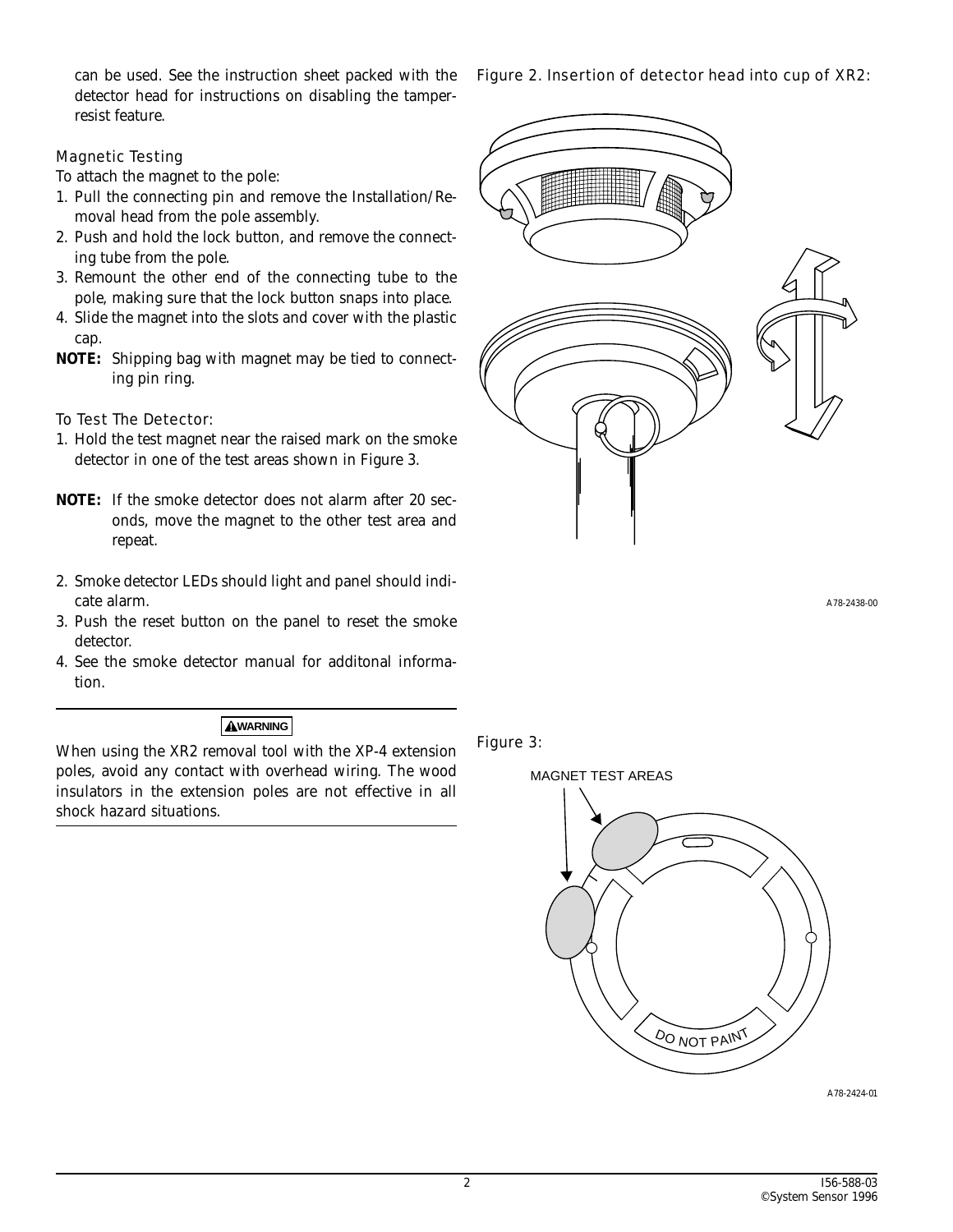can be used. See the instruction sheet packed with the detector head for instructions on disabling the tamper-resist feature.

### Magnetic Testing

To attach the magnet to the pole:

1. Pull the connecting pin and remove the Installation/Removal head from the pole assembly.
2. Push and hold the lock button, and remove the connecting tube from the pole.
3. Remount the other end of the connecting tube to the pole, making sure that the lock button snaps into place.
4. Slide the magnet into the slots and cover with the plastic cap.

**NOTE:** Shipping bag with magnet may be tied to connecting pin ring.

### To Test The Detector:

1. Hold the test magnet near the raised mark on the smoke detector in one of the test areas shown in Figure 3.

**NOTE:** If the smoke detector does not alarm after 20 seconds, move the magnet to the other test area and repeat.

2. Smoke detector LEDs should light and panel should indicate alarm.
3. Push the reset button on the panel to reset the smoke detector.
4. See the smoke detector manual for additonal information.

---

**WARNING**

When using the XR2 removal tool with the XP-4 extension poles, avoid any contact with overhead wiring. The wood insulators in the extension poles are not effective in all shock hazard situations.

---

Figure 2. Insertion of detector head into cup of XR2:

A78-2438-00

Figure 3:

MAGNET TEST AREAS

DO NOT PAINT

A78-2424-01

I56-588-03
©System Sensor 1996